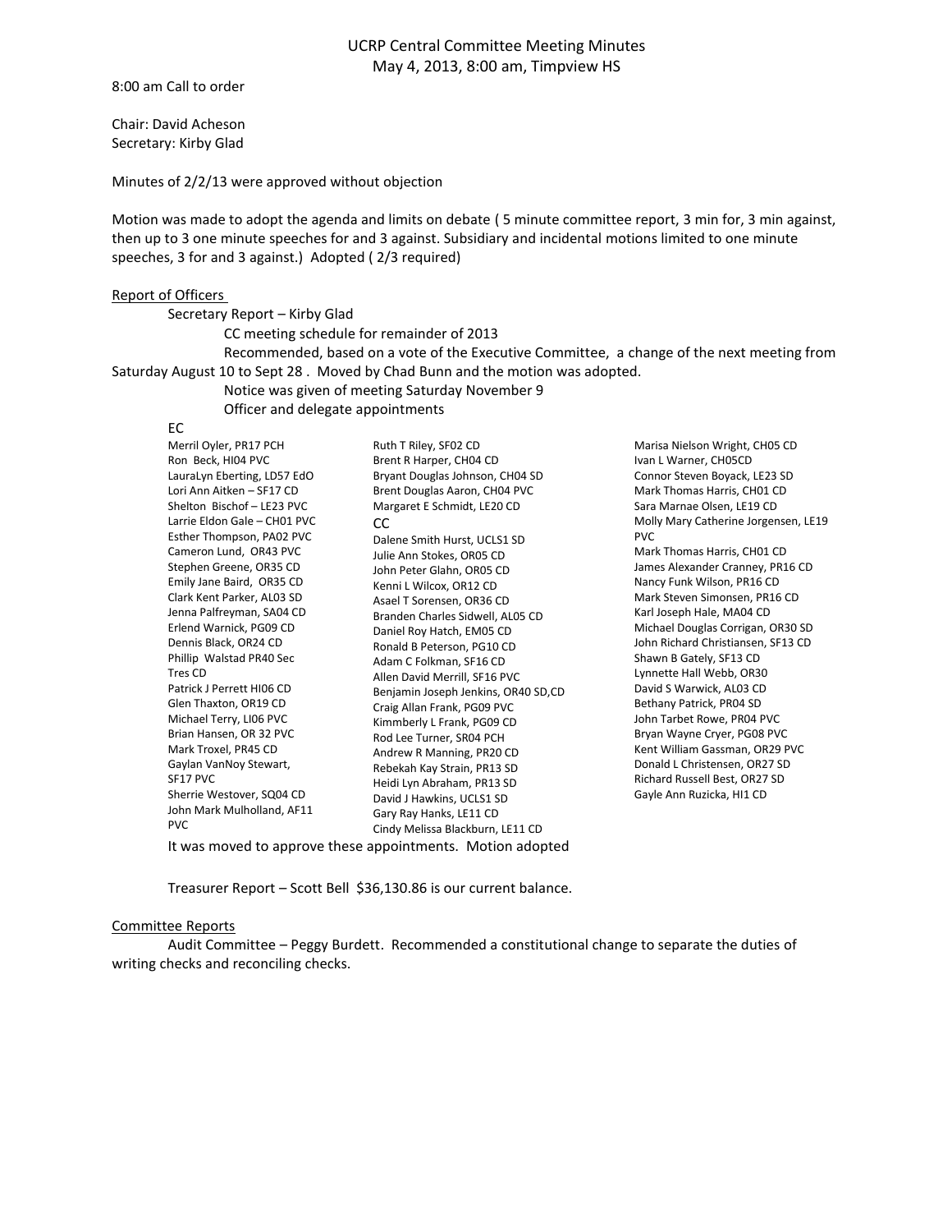# UCRP Central Committee Meeting Minutes
## May 4, 2013, 8:00 am, Timpview HS

8:00 am Call to order

Chair: David Acheson
Secretary: Kirby Glad

Minutes of 2/2/13 were approved without objection

Motion was made to adopt the agenda and limits on debate ( 5 minute committee report, 3 min for, 3 min against, then up to 3 one minute speeches for and 3 against. Subsidiary and incidental motions limited to one minute speeches, 3 for and 3 against.) Adopted ( 2/3 required)

Report of Officers

Secretary Report – Kirby Glad

CC meeting schedule for remainder of 2013

Recommended, based on a vote of the Executive Committee, a change of the next meeting from Saturday August 10 to Sept 28 . Moved by Chad Bunn and the motion was adopted.

Notice was given of meeting Saturday November 9

Officer and delegate appointments

EC

Merril Oyler, PR17 PCH
Ron Beck, HI04 PVC
LauraLyn Eberting, LD57 EdO
Lori Ann Aitken – SF17 CD
Shelton Bischof – LE23 PVC
Larrie Eldon Gale – CH01 PVC
Esther Thompson, PA02 PVC
Cameron Lund, OR43 PVC
Stephen Greene, OR35 CD
Emily Jane Baird, OR35 CD
Clark Kent Parker, AL03 SD
Jenna Palfreyman, SA04 CD
Erlend Warnick, PG09 CD
Dennis Black, OR24 CD
Phillip Walstad PR40 Sec Tres CD
Patrick J Perrett HI06 CD
Glen Thaxton, OR19 CD
Michael Terry, LI06 PVC
Brian Hansen, OR 32 PVC
Mark Troxel, PR45 CD
Gaylan VanNoy Stewart, SF17 PVC
Sherrie Westover, SQ04 CD
John Mark Mulholland, AF11 PVC
Ruth T Riley, SF02 CD
Brent R Harper, CH04 CD
Bryant Douglas Johnson, CH04 SD
Brent Douglas Aaron, CH04 PVC
Margaret E Schmidt, LE20 CD

CC

Dalene Smith Hurst, UCLS1 SD
Julie Ann Stokes, OR05 CD
John Peter Glahn, OR05 CD
Kenni L Wilcox, OR12 CD
Asael T Sorensen, OR36 CD
Branden Charles Sidwell, AL05 CD
Daniel Roy Hatch, EM05 CD
Ronald B Peterson, PG10 CD
Adam C Folkman, SF16 CD
Allen David Merrill, SF16 PVC
Benjamin Joseph Jenkins, OR40 SD,CD
Craig Allan Frank, PG09 PVC
Kimmberly L Frank, PG09 CD
Rod Lee Turner, SR04 PCH
Andrew R Manning, PR20 CD
Rebekah Kay Strain, PR13 SD
Heidi Lyn Abraham, PR13 SD
David J Hawkins, UCLS1 SD
Gary Ray Hanks, LE11 CD
Cindy Melissa Blackburn, LE11 CD
Marisa Nielson Wright, CH05 CD
Ivan L Warner, CH05CD
Connor Steven Boyack, LE23 SD
Mark Thomas Harris, CH01 CD
Sara Marnae Olsen, LE19 CD
Molly Mary Catherine Jorgensen, LE19 PVC
Mark Thomas Harris, CH01 CD
James Alexander Cranney, PR16 CD
Nancy Funk Wilson, PR16 CD
Mark Steven Simonsen, PR16 CD
Karl Joseph Hale, MA04 CD
Michael Douglas Corrigan, OR30 SD
John Richard Christiansen, SF13 CD
Shawn B Gately, SF13 CD
Lynnette Hall Webb, OR30
David S Warwick, AL03 CD
Bethany Patrick, PR04 SD
John Tarbet Rowe, PR04 PVC
Bryan Wayne Cryer, PG08 PVC
Kent William Gassman, OR29 PVC
Donald L Christensen, OR27 SD
Richard Russell Best, OR27 SD
Gayle Ann Ruzicka, HI1 CD

It was moved to approve these appointments. Motion adopted

Treasurer Report – Scott Bell $36,130.86 is our current balance.

Committee Reports

Audit Committee – Peggy Burdett. Recommended a constitutional change to separate the duties of writing checks and reconciling checks.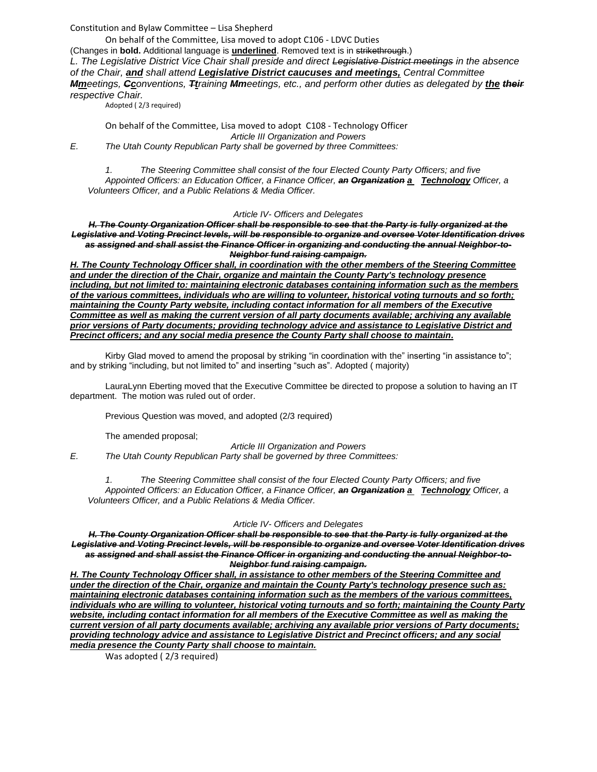Constitution and Bylaw Committee – Lisa Shepherd

On behalf of the Committee, Lisa moved to adopt C106 - LDVC Duties

(Changes in **bold.** Additional language is **underlined**. Removed text is in ~~strikethrough~~.)

*L. The Legislative District Vice Chair shall preside and direct ~~Legislative District meetings~~ in the absence of the Chair, **and** shall attend **Legislative District caucuses and meetings,** Central Committee **~~M~~m**eetings, **~~C~~c**onventions, **~~T~~t**raining **~~M~~m**eetings, etc., and perform other duties as delegated by **the** ~~**their**~~ respective Chair.*

Adopted ( 2/3 required)

On behalf of the Committee, Lisa moved to adopt C108 - Technology Officer

*Article III Organization and Powers*

*E. The Utah County Republican Party shall be governed by three Committees:*

*1. The Steering Committee shall consist of the four Elected County Party Officers; and five Appointed Officers: an Education Officer, a Finance Officer, ~~**an Organization**~~ **a Technology** Officer, a Volunteers Officer, and a Public Relations & Media Officer.*

*Article IV- Officers and Delegates*

***~~H. The County Organization Officer shall be responsible to see that the Party is fully organized at the Legislative and Voting Precinct levels, will be responsible to organize and oversee Voter Identification drives as assigned and shall assist the Finance Officer in organizing and conducting the annual Neighbor-to-Neighbor fund raising campaign.~~***

***H. The County Technology Officer shall, in coordination with the other members of the Steering Committee and under the direction of the Chair, organize and maintain the County Party's technology presence including, but not limited to: maintaining electronic databases containing information such as the members of the various committees, individuals who are willing to volunteer, historical voting turnouts and so forth; maintaining the County Party website, including contact information for all members of the Executive Committee as well as making the current version of all party documents available; archiving any available prior versions of Party documents; providing technology advice and assistance to Legislative District and Precinct officers; and any social media presence the County Party shall choose to maintain.***

Kirby Glad moved to amend the proposal by striking "in coordination with the" inserting "in assistance to"; and by striking "including, but not limited to" and inserting "such as". Adopted ( majority)

LauraLynn Eberting moved that the Executive Committee be directed to propose a solution to having an IT department. The motion was ruled out of order.

Previous Question was moved, and adopted (2/3 required)

The amended proposal;

*Article III Organization and Powers*

*E. The Utah County Republican Party shall be governed by three Committees:*

*1. The Steering Committee shall consist of the four Elected County Party Officers; and five Appointed Officers: an Education Officer, a Finance Officer, ~~**an Organization**~~ **a Technology** Officer, a Volunteers Officer, and a Public Relations & Media Officer.*

*Article IV- Officers and Delegates*

***~~H. The County Organization Officer shall be responsible to see that the Party is fully organized at the Legislative and Voting Precinct levels, will be responsible to organize and oversee Voter Identification drives as assigned and shall assist the Finance Officer in organizing and conducting the annual Neighbor-to-Neighbor fund raising campaign.~~***

***H. The County Technology Officer shall, in assistance to other members of the Steering Committee and under the direction of the Chair, organize and maintain the County Party's technology presence such as: maintaining electronic databases containing information such as the members of the various committees, individuals who are willing to volunteer, historical voting turnouts and so forth; maintaining the County Party website, including contact information for all members of the Executive Committee as well as making the current version of all party documents available; archiving any available prior versions of Party documents; providing technology advice and assistance to Legislative District and Precinct officers; and any social media presence the County Party shall choose to maintain.***

Was adopted ( 2/3 required)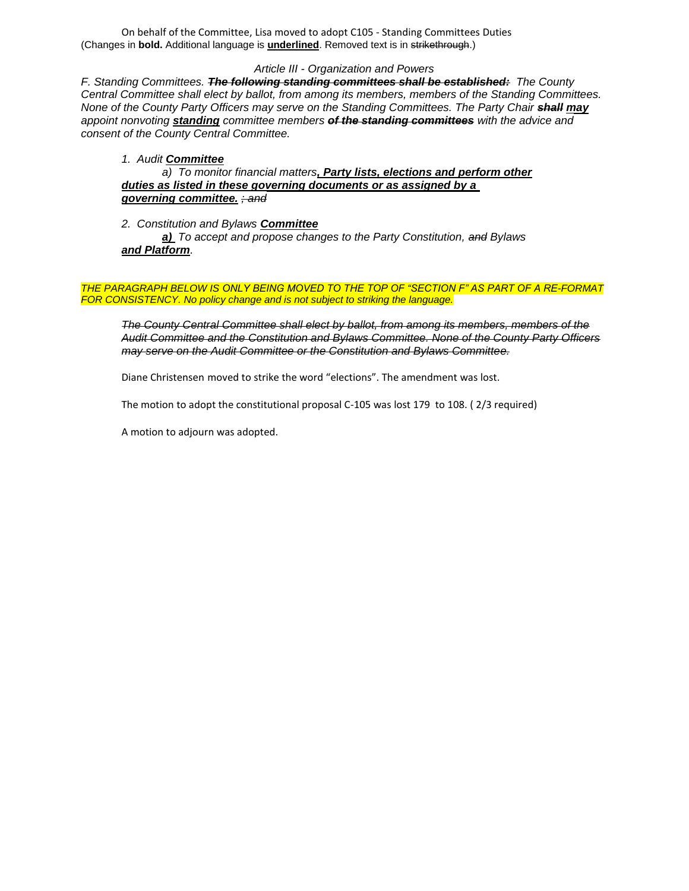On behalf of the Committee, Lisa moved to adopt C105 - Standing Committees Duties (Changes in **bold.** Additional language is **<u>underlined</u>**. Removed text is in ~~strikethrough~~.)

*Article III - Organization and Powers*

*F. Standing Committees.* ***~~The following standing committees shall be established:~~*** *The County Central Committee shall elect by ballot, from among its members, members of the Standing Committees. None of the County Party Officers may serve on the Standing Committees. The Party Chair* ***~~shall~~*** ***<u>may</u>*** *appoint nonvoting* ***<u>standing</u>*** *committee members* ***~~of the standing committees~~*** *with the advice and consent of the County Central Committee.*

*1. Audit* ***<u>Committee</u>***

*a) To monitor financial matters****<u>, Party lists, elections and perform other duties as listed in these governing documents or as assigned by a governing committee.</u>*** *~~; and~~*

*2. Constitution and Bylaws* ***<u>Committee</u>***

***<u>a)</u>*** *To accept and propose changes to the Party Constitution, ~~and~~ Bylaws* ***<u>and Platform</u>****.*

*THE PARAGRAPH BELOW IS ONLY BEING MOVED TO THE TOP OF "SECTION F" AS PART OF A RE-FORMAT FOR CONSISTENCY. No policy change and is not subject to striking the language.*

*~~The County Central Committee shall elect by ballot, from among its members, members of the Audit Committee and the Constitution and Bylaws Committee. None of the County Party Officers may serve on the Audit Committee or the Constitution and Bylaws Committee.~~*

Diane Christensen moved to strike the word "elections". The amendment was lost.

The motion to adopt the constitutional proposal C-105 was lost 179 to 108. ( 2/3 required)

A motion to adjourn was adopted.